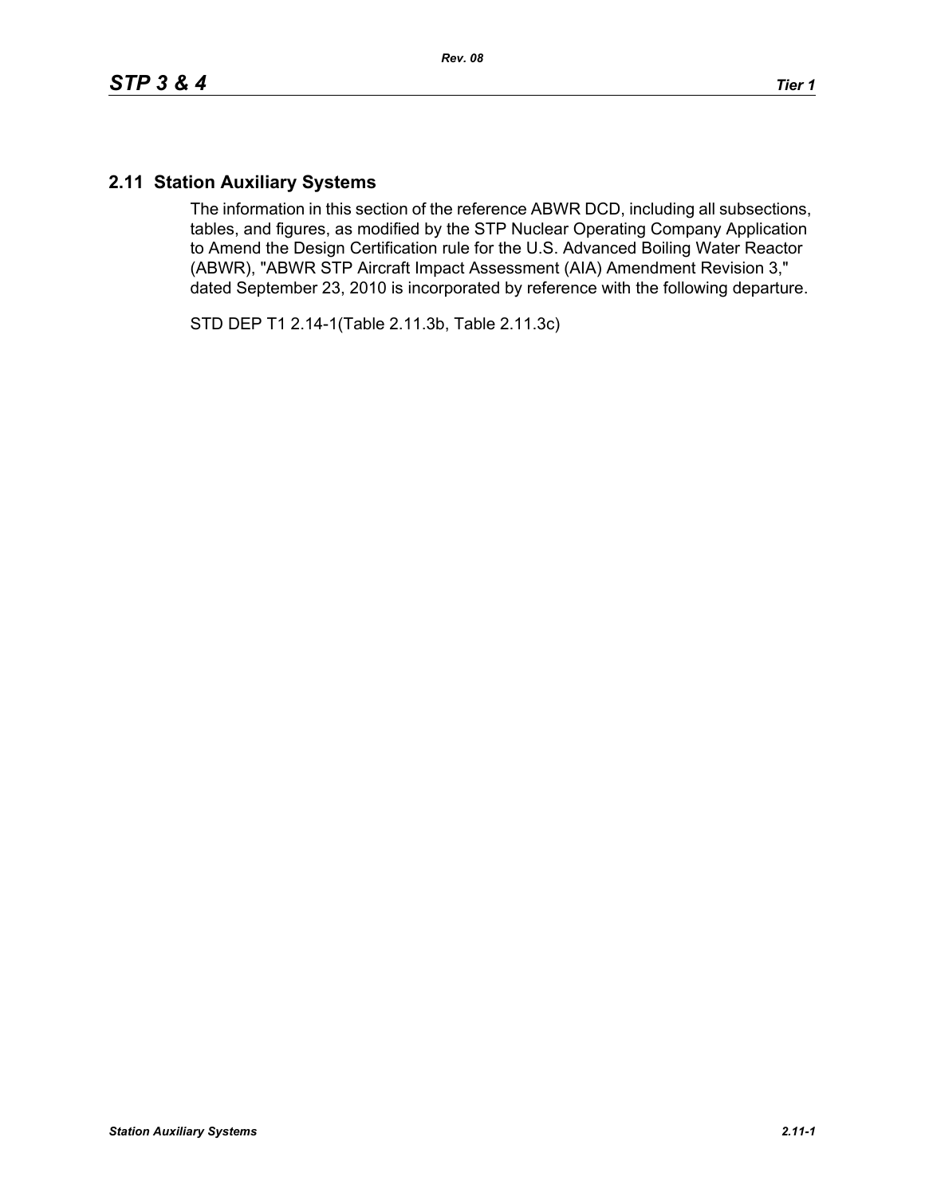## 2.11 Station Auxiliary Systems

The information in this section of the reference ABWR DCD, including all subsections, tables, and figures, as modified by the STP Nuclear Operating Company Application to Amend the Design Certification rule for the U.S. Advanced Boiling Water Reactor (ABWR), "ABWR STP Aircraft Impact Assessment (AIA) Amendment Revision 3," dated September 23, 2010 is incorporated by reference with the following departure.

STD DEP T1 2.14-1(Table 2.11.3b, Table 2.11.3c)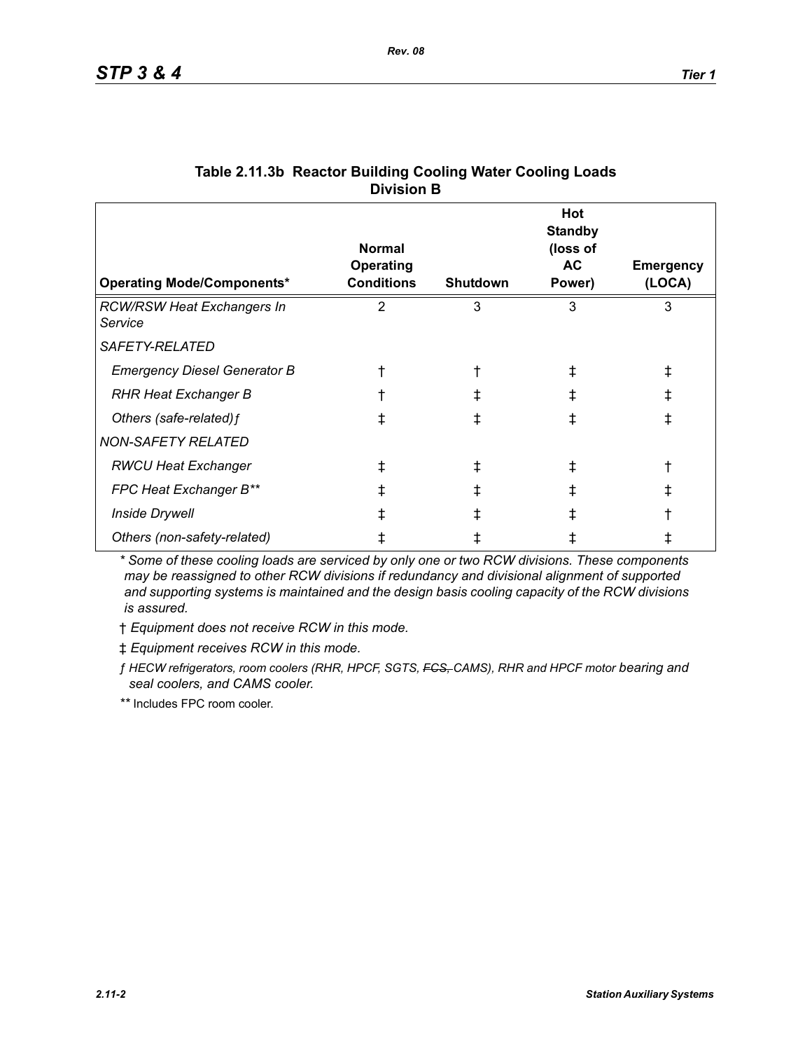### Table 2.11.3b Reactor Building Cooling Water Cooling Loads Division B

| *Operating Mode/Components** | **Normal Operating Conditions** | **Shutdown** | **Hot Standby (loss of AC Power)** | **Emergency (LOCA)** |
|---|---|---|---|---|
| *RCW/RSW Heat Exchangers In Service* | 2 | 3 | 3 | 3 |
| *SAFETY-RELATED* | | | | |
| *Emergency Diesel Generator B* | † | † | ‡ | ‡ |
| *RHR Heat Exchanger B* | † | ‡ | ‡ | ‡ |
| *Others (safe-related)ƒ* | ‡ | ‡ | ‡ | ‡ |
| *NON-SAFETY RELATED* | | | | |
| *RWCU Heat Exchanger* | ‡ | ‡ | ‡ | † |
| *FPC Heat Exchanger B*** | ‡ | ‡ | ‡ | ‡ |
| *Inside Drywell* | ‡ | ‡ | ‡ | † |
| *Others (non-safety-related)* | ‡ | ‡ | ‡ | ‡ |

*\* Some of these cooling loads are serviced by only one or two RCW divisions. These components may be reassigned to other RCW divisions if redundancy and divisional alignment of supported and supporting systems is maintained and the design basis cooling capacity of the RCW divisions is assured.*

† *Equipment does not receive RCW in this mode.*

‡ *Equipment receives RCW in this mode.*

ƒ *HECW refrigerators, room coolers (RHR, HPCF, SGTS, ~~FCS,~~ CAMS), RHR and HPCF motor bearing and seal coolers, and CAMS cooler.*

\*\* Includes FPC room cooler.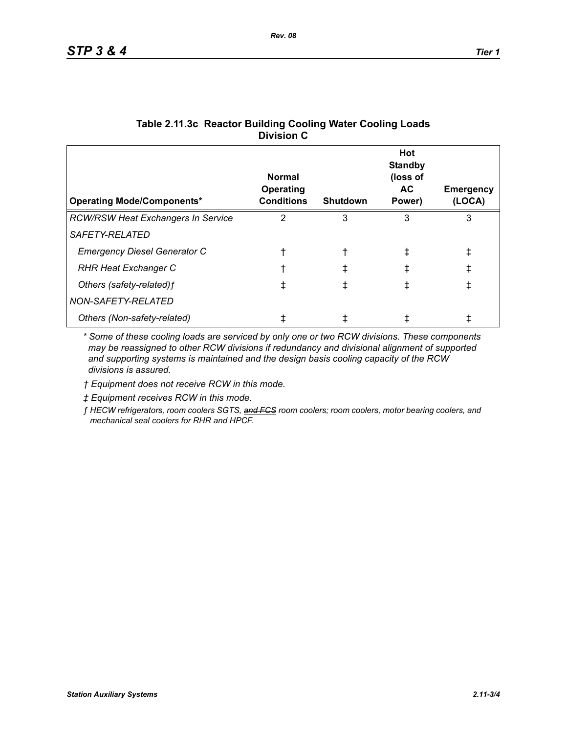**Table 2.11.3c Reactor Building Cooling Water Cooling Loads Division C**

| Operating Mode/Components* | Normal Operating Conditions | Shutdown | Hot Standby (loss of AC Power) | Emergency (LOCA) |
|---|---|---|---|---|
| *RCW/RSW Heat Exchangers In Service* | 2 | 3 | 3 | 3 |
| *SAFETY-RELATED* | | | | |
| *Emergency Diesel Generator C* | † | † | ‡ | ‡ |
| *RHR Heat Exchanger C* | † | ‡ | ‡ | ‡ |
| *Others (safety-related)ƒ* | ‡ | ‡ | ‡ | ‡ |
| *NON-SAFETY-RELATED* | | | | |
| *Others (Non-safety-related)* | ‡ | ‡ | ‡ | ‡ |

*\* Some of these cooling loads are serviced by only one or two RCW divisions. These components may be reassigned to other RCW divisions if redundancy and divisional alignment of supported and supporting systems is maintained and the design basis cooling capacity of the RCW divisions is assured.*

*† Equipment does not receive RCW in this mode.*

*‡ Equipment receives RCW in this mode.*

*ƒ HECW refrigerators, room coolers SGTS, ~~and FCS~~ room coolers; room coolers, motor bearing coolers, and mechanical seal coolers for RHR and HPCF.*